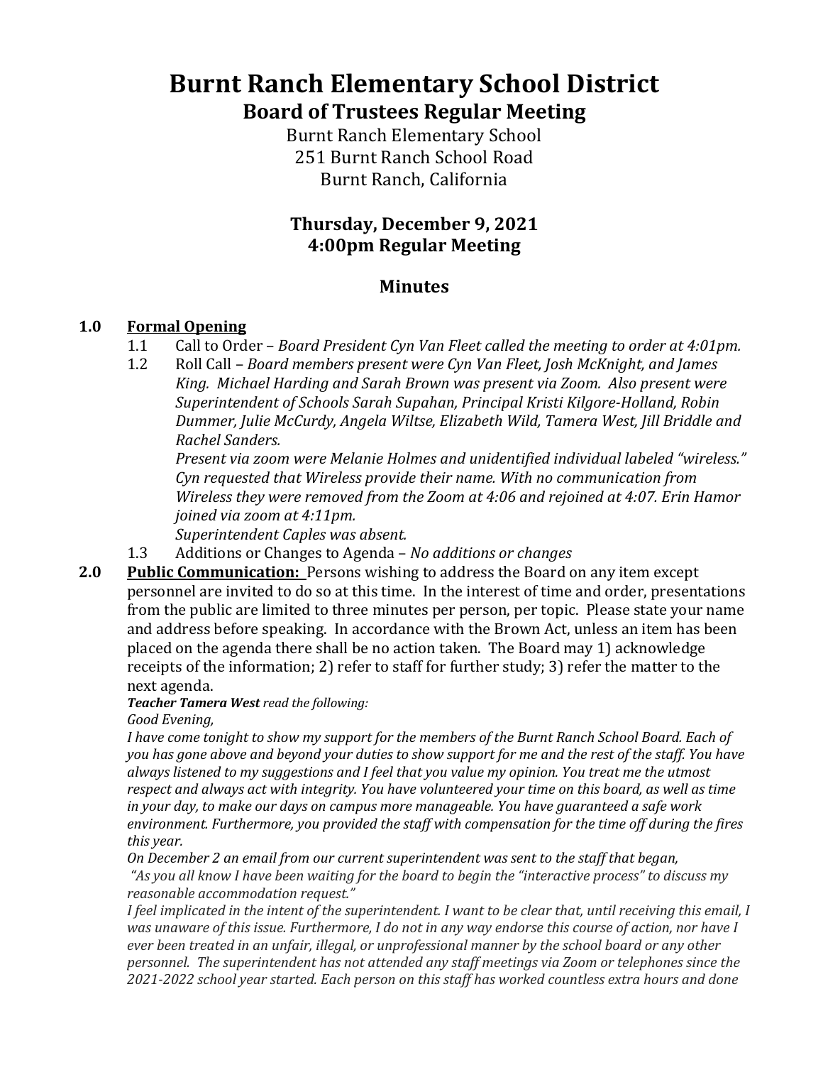# Burnt Ranch Elementary School District

## Board of Trustees Regular Meeting

Burnt Ranch Elementary School
251 Burnt Ranch School Road
Burnt Ranch, California

### Thursday, December 9, 2021
### 4:00pm Regular Meeting

## Minutes

**1.0 Formal Opening**

1.1 Call to Order – *Board President Cyn Van Fleet called the meeting to order at 4:01pm.*

1.2 Roll Call – *Board members present were Cyn Van Fleet, Josh McKnight, and James King. Michael Harding and Sarah Brown was present via Zoom. Also present were Superintendent of Schools Sarah Supahan, Principal Kristi Kilgore-Holland, Robin Dummer, Julie McCurdy, Angela Wiltse, Elizabeth Wild, Tamera West, Jill Briddle and Rachel Sanders.*

*Present via zoom were Melanie Holmes and unidentified individual labeled "wireless." Cyn requested that Wireless provide their name. With no communication from Wireless they were removed from the Zoom at 4:06 and rejoined at 4:07. Erin Hamor joined via zoom at 4:11pm.*

*Superintendent Caples was absent.*

1.3 Additions or Changes to Agenda – *No additions or changes*

**2.0 Public Communication:** Persons wishing to address the Board on any item except personnel are invited to do so at this time. In the interest of time and order, presentations from the public are limited to three minutes per person, per topic. Please state your name and address before speaking. In accordance with the Brown Act, unless an item has been placed on the agenda there shall be no action taken. The Board may 1) acknowledge receipts of the information; 2) refer to staff for further study; 3) refer the matter to the next agenda.

***Teacher Tamera West*** *read the following:*

*Good Evening,*

*I have come tonight to show my support for the members of the Burnt Ranch School Board. Each of you has gone above and beyond your duties to show support for me and the rest of the staff. You have always listened to my suggestions and I feel that you value my opinion. You treat me the utmost respect and always act with integrity. You have volunteered your time on this board, as well as time in your day, to make our days on campus more manageable. You have guaranteed a safe work environment. Furthermore, you provided the staff with compensation for the time off during the fires this year.*

*On December 2 an email from our current superintendent was sent to the staff that began,*

*"As you all know I have been waiting for the board to begin the "interactive process" to discuss my reasonable accommodation request."*

*I feel implicated in the intent of the superintendent. I want to be clear that, until receiving this email, I was unaware of this issue. Furthermore, I do not in any way endorse this course of action, nor have I ever been treated in an unfair, illegal, or unprofessional manner by the school board or any other personnel. The superintendent has not attended any staff meetings via Zoom or telephones since the 2021-2022 school year started. Each person on this staff has worked countless extra hours and done*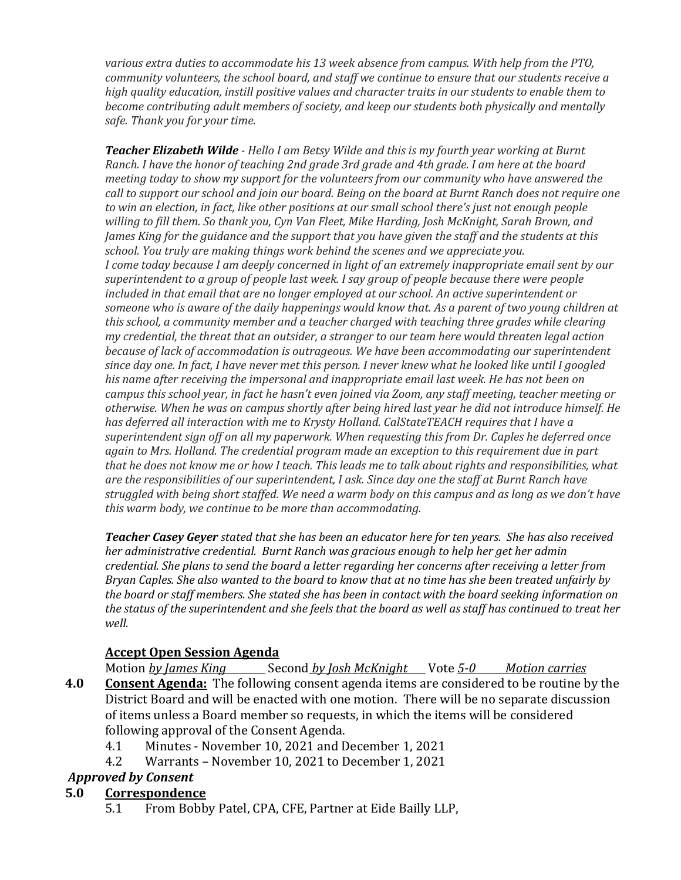*various extra duties to accommodate his 13 week absence from campus. With help from the PTO, community volunteers, the school board, and staff we continue to ensure that our students receive a high quality education, instill positive values and character traits in our students to enable them to become contributing adult members of society, and keep our students both physically and mentally safe. Thank you for your time.*

***Teacher Elizabeth Wilde*** *- Hello I am Betsy Wilde and this is my fourth year working at Burnt Ranch. I have the honor of teaching 2nd grade 3rd grade and 4th grade. I am here at the board meeting today to show my support for the volunteers from our community who have answered the call to support our school and join our board. Being on the board at Burnt Ranch does not require one to win an election, in fact, like other positions at our small school there's just not enough people willing to fill them. So thank you, Cyn Van Fleet, Mike Harding, Josh McKnight, Sarah Brown, and James King for the guidance and the support that you have given the staff and the students at this school. You truly are making things work behind the scenes and we appreciate you.*
*I come today because I am deeply concerned in light of an extremely inappropriate email sent by our superintendent to a group of people last week. I say group of people because there were people included in that email that are no longer employed at our school. An active superintendent or someone who is aware of the daily happenings would know that. As a parent of two young children at this school, a community member and a teacher charged with teaching three grades while clearing my credential, the threat that an outsider, a stranger to our team here would threaten legal action because of lack of accommodation is outrageous. We have been accommodating our superintendent since day one. In fact, I have never met this person. I never knew what he looked like until I googled his name after receiving the impersonal and inappropriate email last week. He has not been on campus this school year, in fact he hasn't even joined via Zoom, any staff meeting, teacher meeting or otherwise. When he was on campus shortly after being hired last year he did not introduce himself. He has deferred all interaction with me to Krysty Holland. CalStateTEACH requires that I have a superintendent sign off on all my paperwork. When requesting this from Dr. Caples he deferred once again to Mrs. Holland. The credential program made an exception to this requirement due in part that he does not know me or how I teach. This leads me to talk about rights and responsibilities, what are the responsibilities of our superintendent, I ask. Since day one the staff at Burnt Ranch have struggled with being short staffed. We need a warm body on this campus and as long as we don't have this warm body, we continue to be more than accommodating.*

***Teacher Casey Geyer*** *stated that she has been an educator here for ten years. She has also received her administrative credential. Burnt Ranch was gracious enough to help her get her admin credential. She plans to send the board a letter regarding her concerns after receiving a letter from Bryan Caples. She also wanted to the board to know that at no time has she been treated unfairly by the board or staff members. She stated she has been in contact with the board seeking information on the status of the superintendent and she feels that the board as well as staff has continued to treat her well.*

**Accept Open Session Agenda**

Motion *by James King* Second *by Josh McKnight* Vote *5-0* *Motion carries*

**4.0 Consent Agenda:** The following consent agenda items are considered to be routine by the District Board and will be enacted with one motion. There will be no separate discussion of items unless a Board member so requests, in which the items will be considered following approval of the Consent Agenda.

4.1 Minutes - November 10, 2021 and December 1, 2021

4.2 Warrants – November 10, 2021 to December 1, 2021

***Approved by Consent***

**5.0 Correspondence**

5.1 From Bobby Patel, CPA, CFE, Partner at Eide Bailly LLP,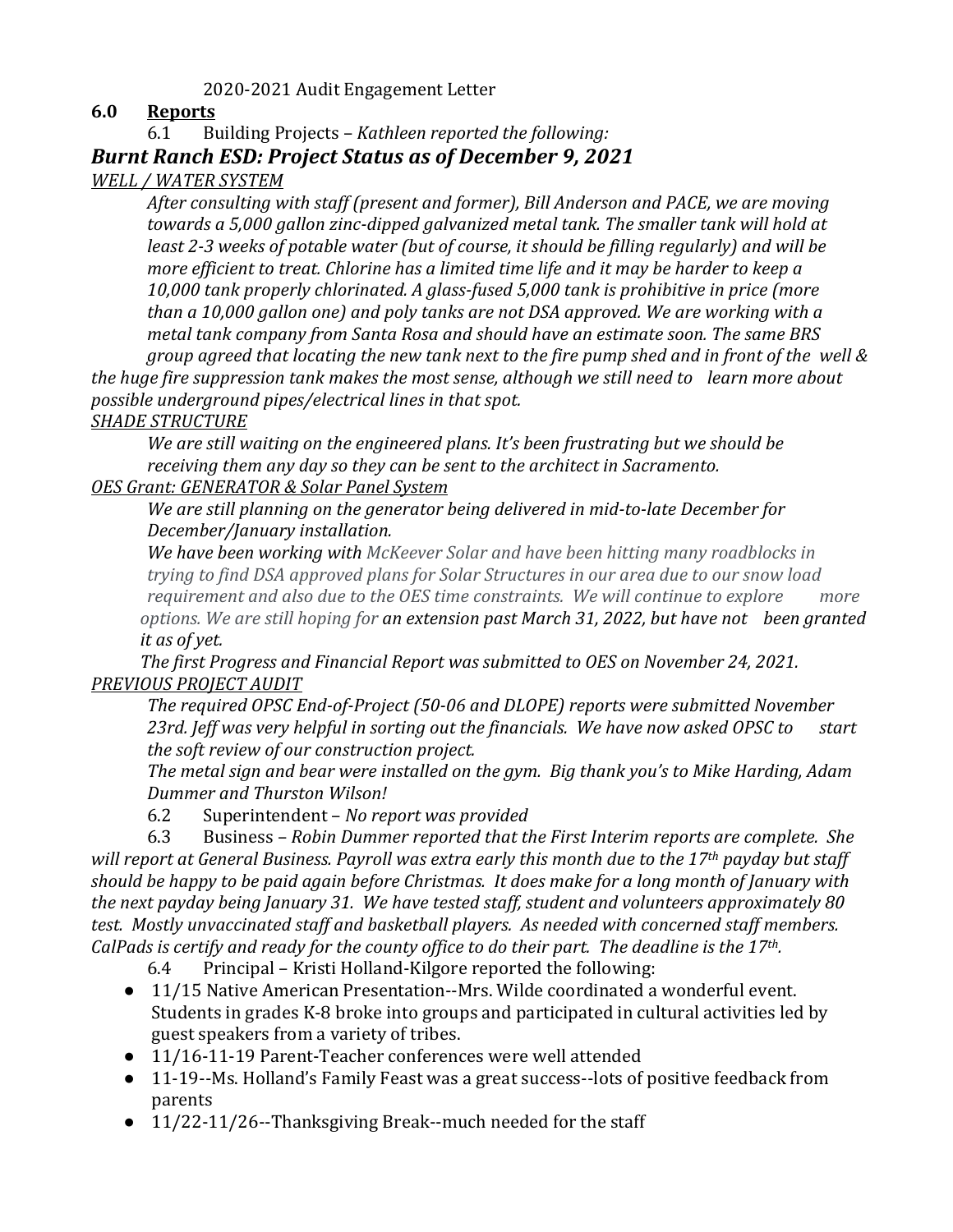2020-2021 Audit Engagement Letter

**6.0 Reports**

6.1 Building Projects – *Kathleen reported the following:*

## *Burnt Ranch ESD: Project Status as of December 9, 2021*

*WELL / WATER SYSTEM*

*After consulting with staff (present and former), Bill Anderson and PACE, we are moving towards a 5,000 gallon zinc-dipped galvanized metal tank. The smaller tank will hold at least 2-3 weeks of potable water (but of course, it should be filling regularly) and will be more efficient to treat. Chlorine has a limited time life and it may be harder to keep a 10,000 tank properly chlorinated. A glass-fused 5,000 tank is prohibitive in price (more than a 10,000 gallon one) and poly tanks are not DSA approved. We are working with a metal tank company from Santa Rosa and should have an estimate soon. The same BRS group agreed that locating the new tank next to the fire pump shed and in front of the well & the huge fire suppression tank makes the most sense, although we still need to learn more about possible underground pipes/electrical lines in that spot.*

*SHADE STRUCTURE*

*We are still waiting on the engineered plans. It's been frustrating but we should be receiving them any day so they can be sent to the architect in Sacramento.*

*OES Grant: GENERATOR & Solar Panel System*

*We are still planning on the generator being delivered in mid-to-late December for December/January installation.*

*We have been working with McKeever Solar and have been hitting many roadblocks in trying to find DSA approved plans for Solar Structures in our area due to our snow load requirement and also due to the OES time constraints. We will continue to explore more options. We are still hoping for an extension past March 31, 2022, but have not been granted it as of yet.*

*The first Progress and Financial Report was submitted to OES on November 24, 2021.*

*PREVIOUS PROJECT AUDIT*

*The required OPSC End-of-Project (50-06 and DLOPE) reports were submitted November 23rd. Jeff was very helpful in sorting out the financials. We have now asked OPSC to start the soft review of our construction project.*

*The metal sign and bear were installed on the gym. Big thank you's to Mike Harding, Adam Dummer and Thurston Wilson!*

6.2 Superintendent – *No report was provided*

6.3 Business – *Robin Dummer reported that the First Interim reports are complete. She will report at General Business. Payroll was extra early this month due to the 17th payday but staff should be happy to be paid again before Christmas. It does make for a long month of January with the next payday being January 31. We have tested staff, student and volunteers approximately 80 test. Mostly unvaccinated staff and basketball players. As needed with concerned staff members. CalPads is certify and ready for the county office to do their part. The deadline is the 17th.*

6.4 Principal – Kristi Holland-Kilgore reported the following:

- 11/15 Native American Presentation--Mrs. Wilde coordinated a wonderful event. Students in grades K-8 broke into groups and participated in cultural activities led by guest speakers from a variety of tribes.
- 11/16-11-19 Parent-Teacher conferences were well attended
- 11-19--Ms. Holland's Family Feast was a great success--lots of positive feedback from parents
- 11/22-11/26--Thanksgiving Break--much needed for the staff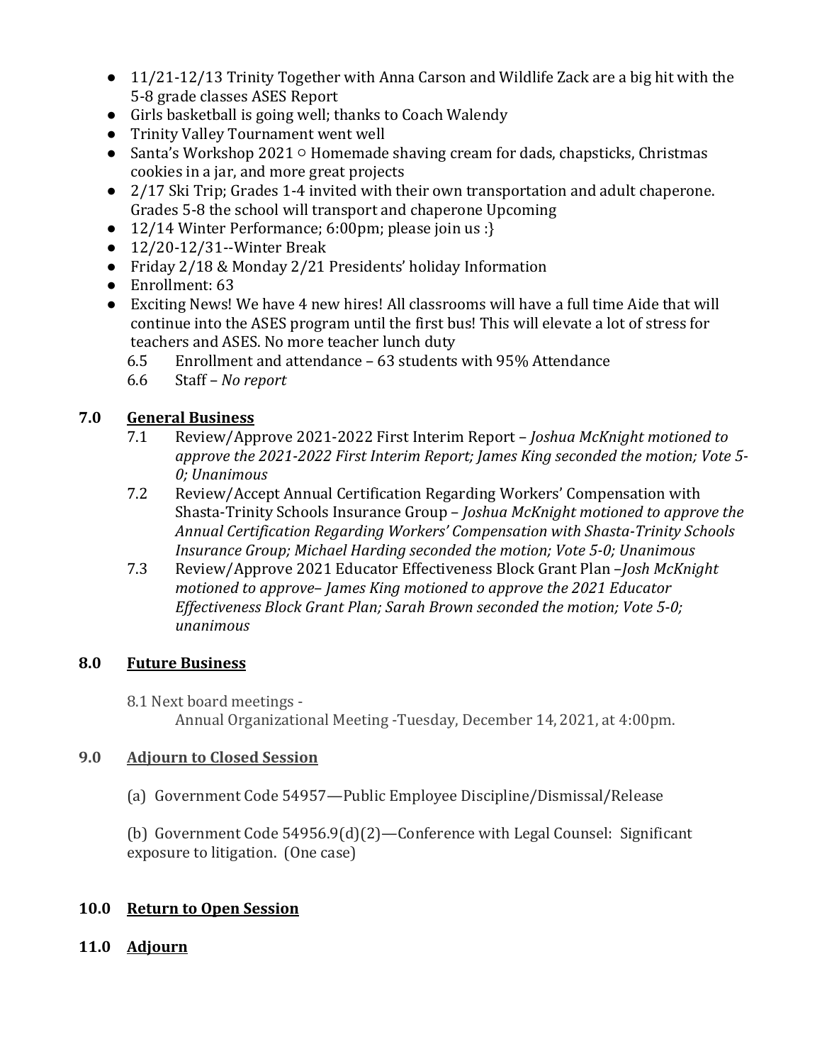- 11/21-12/13 Trinity Together with Anna Carson and Wildlife Zack are a big hit with the 5-8 grade classes ASES Report
- Girls basketball is going well; thanks to Coach Walendy
- Trinity Valley Tournament went well
- Santa's Workshop 2021 ○ Homemade shaving cream for dads, chapsticks, Christmas cookies in a jar, and more great projects
- 2/17 Ski Trip; Grades 1-4 invited with their own transportation and adult chaperone. Grades 5-8 the school will transport and chaperone Upcoming
- 12/14 Winter Performance; 6:00pm; please join us :}
- 12/20-12/31--Winter Break
- Friday 2/18 & Monday 2/21 Presidents' holiday Information
- Enrollment: 63
- Exciting News! We have 4 new hires! All classrooms will have a full time Aide that will continue into the ASES program until the first bus! This will elevate a lot of stress for teachers and ASES. No more teacher lunch duty

6.5 Enrollment and attendance – 63 students with 95% Attendance

6.6 Staff – *No report*

## 7.0 General Business

7.1 Review/Approve 2021-2022 First Interim Report – *Joshua McKnight motioned to approve the 2021-2022 First Interim Report; James King seconded the motion; Vote 5-0; Unanimous*

7.2 Review/Accept Annual Certification Regarding Workers' Compensation with Shasta-Trinity Schools Insurance Group – *Joshua McKnight motioned to approve the Annual Certification Regarding Workers' Compensation with Shasta-Trinity Schools Insurance Group; Michael Harding seconded the motion; Vote 5-0; Unanimous*

7.3 Review/Approve 2021 Educator Effectiveness Block Grant Plan –*Josh McKnight motioned to approve– James King motioned to approve the 2021 Educator Effectiveness Block Grant Plan; Sarah Brown seconded the motion; Vote 5-0; unanimous*

## 8.0 Future Business

8.1 Next board meetings -

Annual Organizational Meeting -Tuesday, December 14, 2021, at 4:00pm.

## 9.0 Adjourn to Closed Session

(a) Government Code 54957—Public Employee Discipline/Dismissal/Release

(b) Government Code 54956.9(d)(2)—Conference with Legal Counsel: Significant exposure to litigation. (One case)

## 10.0 Return to Open Session

## 11.0 Adjourn